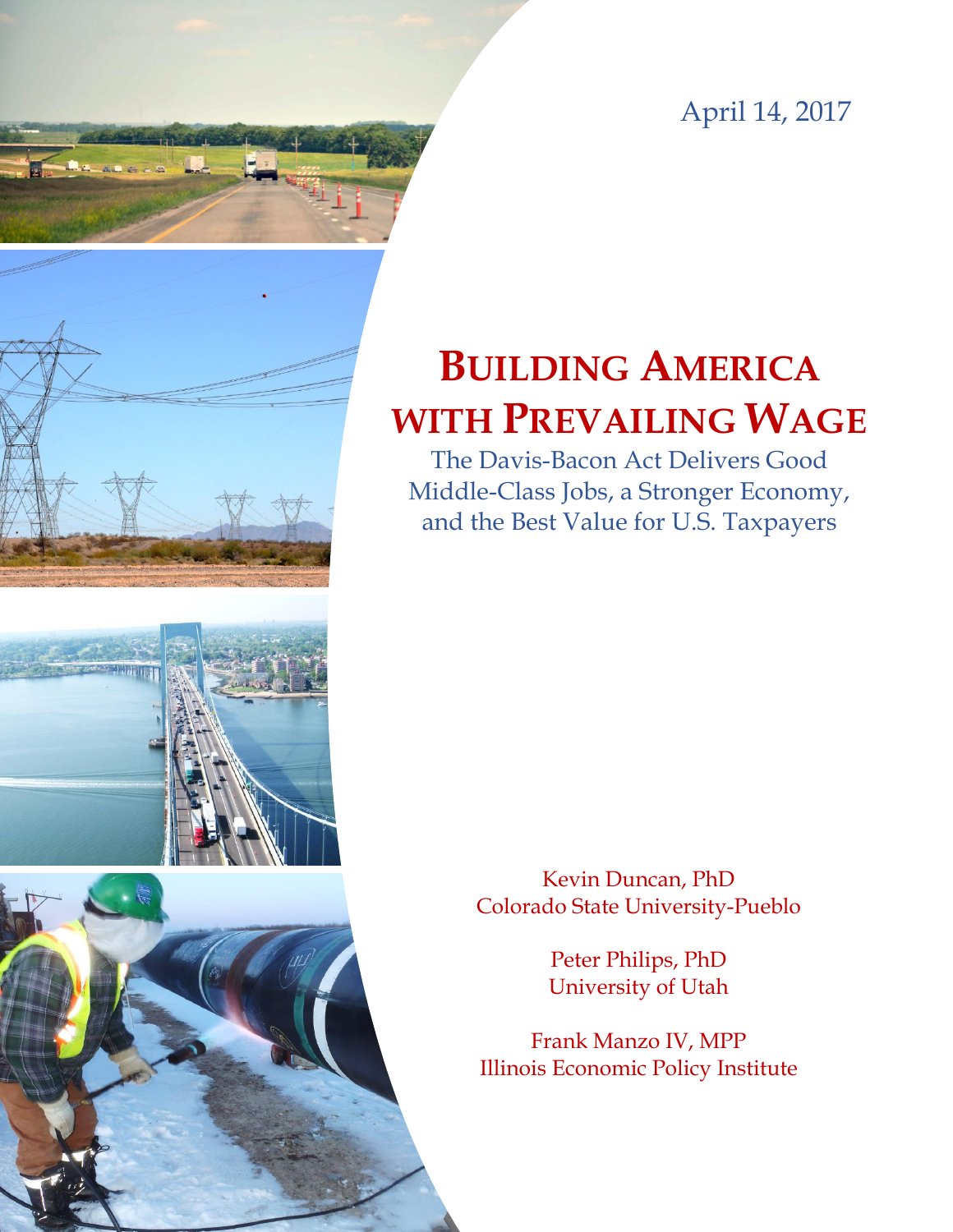April 14, 2017

# Building America with Prevailing Wage

The Davis-Bacon Act Delivers Good Middle-Class Jobs, a Stronger Economy, and the Best Value for U.S. Taxpayers

Kevin Duncan, PhD
Colorado State University-Pueblo

Peter Philips, PhD
University of Utah

Frank Manzo IV, MPP
Illinois Economic Policy Institute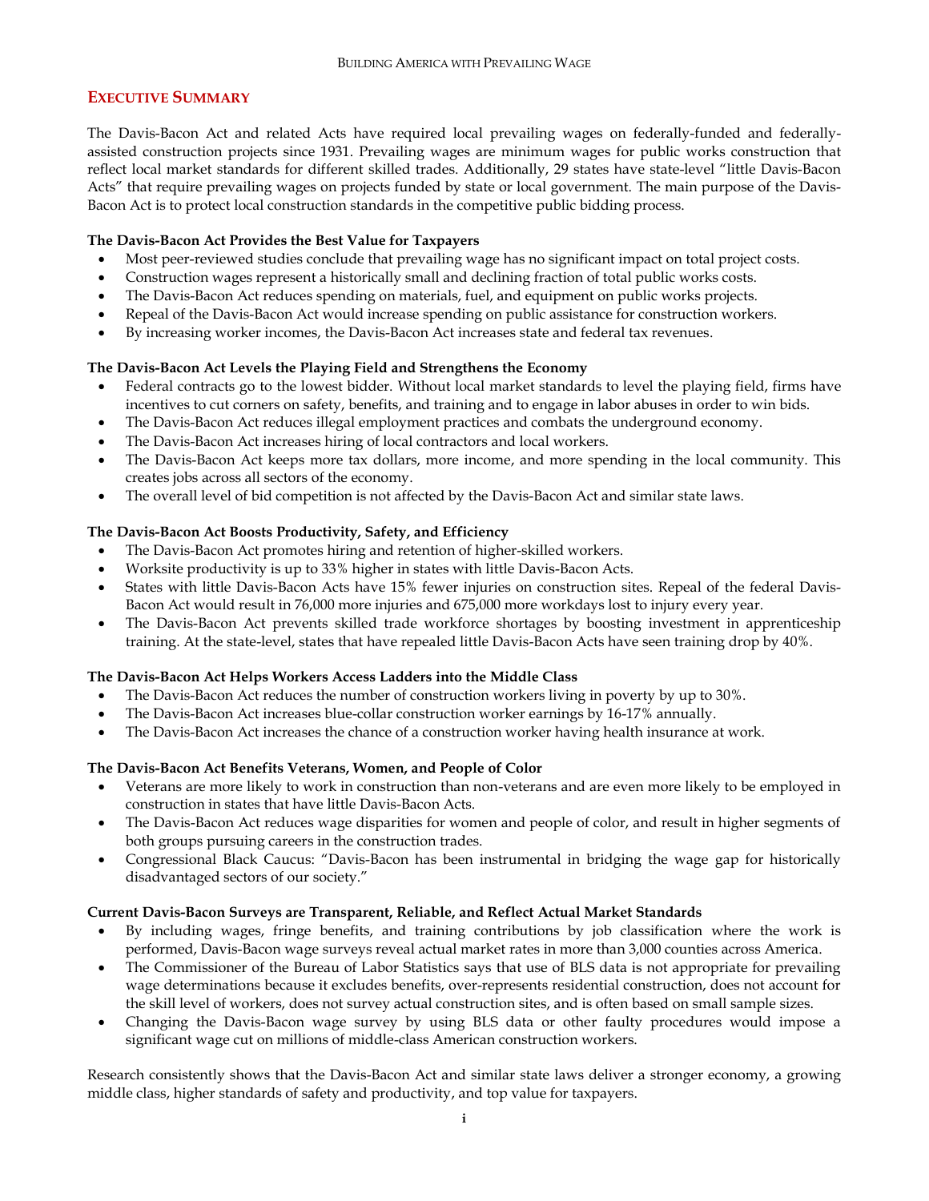## EXECUTIVE SUMMARY

The Davis-Bacon Act and related Acts have required local prevailing wages on federally-funded and federally-assisted construction projects since 1931. Prevailing wages are minimum wages for public works construction that reflect local market standards for different skilled trades. Additionally, 29 states have state-level "little Davis-Bacon Acts" that require prevailing wages on projects funded by state or local government. The main purpose of the Davis-Bacon Act is to protect local construction standards in the competitive public bidding process.

**The Davis-Bacon Act Provides the Best Value for Taxpayers**

- Most peer-reviewed studies conclude that prevailing wage has no significant impact on total project costs.
- Construction wages represent a historically small and declining fraction of total public works costs.
- The Davis-Bacon Act reduces spending on materials, fuel, and equipment on public works projects.
- Repeal of the Davis-Bacon Act would increase spending on public assistance for construction workers.
- By increasing worker incomes, the Davis-Bacon Act increases state and federal tax revenues.

**The Davis-Bacon Act Levels the Playing Field and Strengthens the Economy**

- Federal contracts go to the lowest bidder. Without local market standards to level the playing field, firms have incentives to cut corners on safety, benefits, and training and to engage in labor abuses in order to win bids.
- The Davis-Bacon Act reduces illegal employment practices and combats the underground economy.
- The Davis-Bacon Act increases hiring of local contractors and local workers.
- The Davis-Bacon Act keeps more tax dollars, more income, and more spending in the local community. This creates jobs across all sectors of the economy.
- The overall level of bid competition is not affected by the Davis-Bacon Act and similar state laws.

**The Davis-Bacon Act Boosts Productivity, Safety, and Efficiency**

- The Davis-Bacon Act promotes hiring and retention of higher-skilled workers.
- Worksite productivity is up to 33% higher in states with little Davis-Bacon Acts.
- States with little Davis-Bacon Acts have 15% fewer injuries on construction sites. Repeal of the federal Davis-Bacon Act would result in 76,000 more injuries and 675,000 more workdays lost to injury every year.
- The Davis-Bacon Act prevents skilled trade workforce shortages by boosting investment in apprenticeship training. At the state-level, states that have repealed little Davis-Bacon Acts have seen training drop by 40%.

**The Davis-Bacon Act Helps Workers Access Ladders into the Middle Class**

- The Davis-Bacon Act reduces the number of construction workers living in poverty by up to 30%.
- The Davis-Bacon Act increases blue-collar construction worker earnings by 16-17% annually.
- The Davis-Bacon Act increases the chance of a construction worker having health insurance at work.

**The Davis-Bacon Act Benefits Veterans, Women, and People of Color**

- Veterans are more likely to work in construction than non-veterans and are even more likely to be employed in construction in states that have little Davis-Bacon Acts.
- The Davis-Bacon Act reduces wage disparities for women and people of color, and result in higher segments of both groups pursuing careers in the construction trades.
- Congressional Black Caucus: "Davis-Bacon has been instrumental in bridging the wage gap for historically disadvantaged sectors of our society."

**Current Davis-Bacon Surveys are Transparent, Reliable, and Reflect Actual Market Standards**

- By including wages, fringe benefits, and training contributions by job classification where the work is performed, Davis-Bacon wage surveys reveal actual market rates in more than 3,000 counties across America.
- The Commissioner of the Bureau of Labor Statistics says that use of BLS data is not appropriate for prevailing wage determinations because it excludes benefits, over-represents residential construction, does not account for the skill level of workers, does not survey actual construction sites, and is often based on small sample sizes.
- Changing the Davis-Bacon wage survey by using BLS data or other faulty procedures would impose a significant wage cut on millions of middle-class American construction workers.

Research consistently shows that the Davis-Bacon Act and similar state laws deliver a stronger economy, a growing middle class, higher standards of safety and productivity, and top value for taxpayers.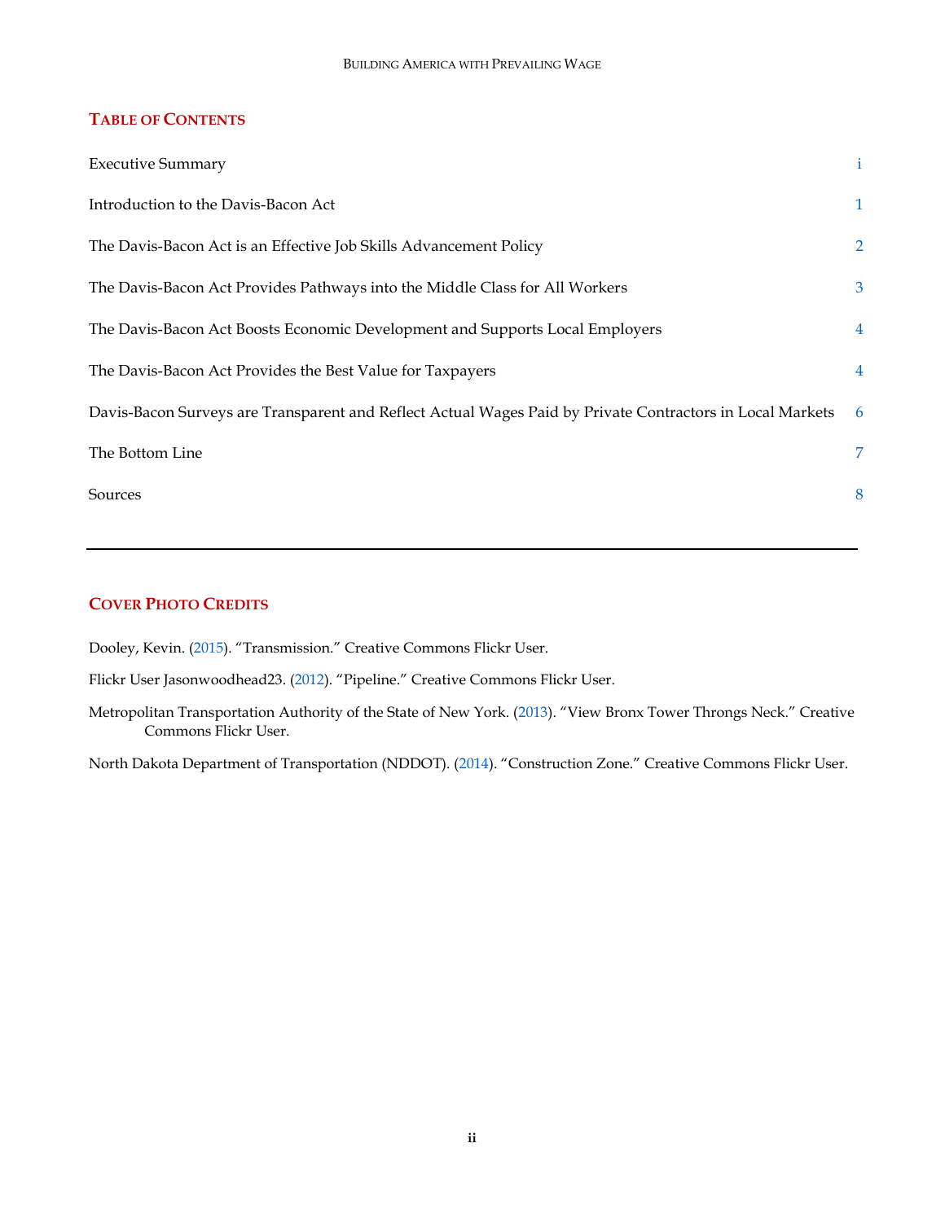## Table of Contents

| | |
|---|---|
| Executive Summary | i |
| Introduction to the Davis-Bacon Act | 1 |
| The Davis-Bacon Act is an Effective Job Skills Advancement Policy | 2 |
| The Davis-Bacon Act Provides Pathways into the Middle Class for All Workers | 3 |
| The Davis-Bacon Act Boosts Economic Development and Supports Local Employers | 4 |
| The Davis-Bacon Act Provides the Best Value for Taxpayers | 4 |
| Davis-Bacon Surveys are Transparent and Reflect Actual Wages Paid by Private Contractors in Local Markets | 6 |
| The Bottom Line | 7 |
| Sources | 8 |

---

## Cover Photo Credits

Dooley, Kevin. (2015). "Transmission." Creative Commons Flickr User.

Flickr User Jasonwoodhead23. (2012). "Pipeline." Creative Commons Flickr User.

Metropolitan Transportation Authority of the State of New York. (2013). "View Bronx Tower Throngs Neck." Creative Commons Flickr User.

North Dakota Department of Transportation (NDDOT). (2014). "Construction Zone." Creative Commons Flickr User.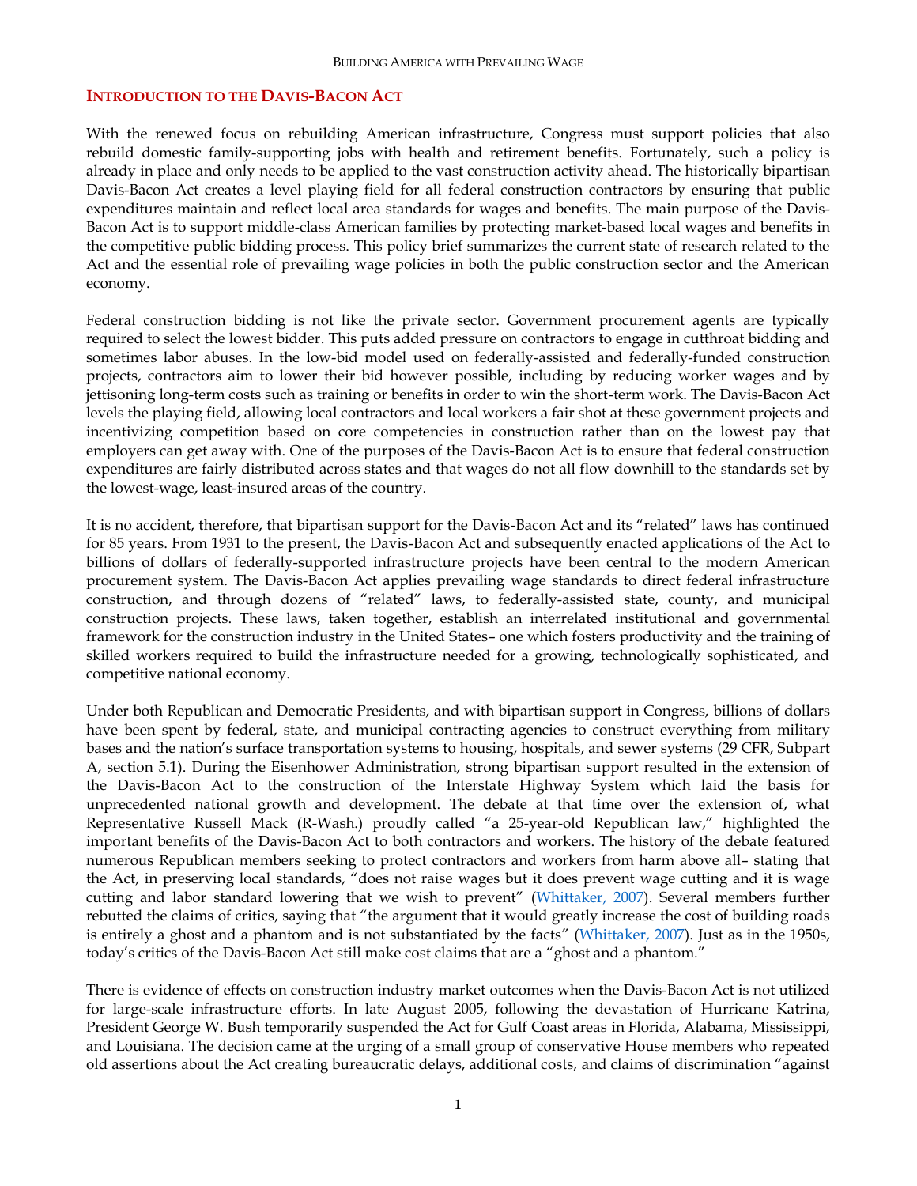## INTRODUCTION TO THE DAVIS-BACON ACT

With the renewed focus on rebuilding American infrastructure, Congress must support policies that also rebuild domestic family-supporting jobs with health and retirement benefits. Fortunately, such a policy is already in place and only needs to be applied to the vast construction activity ahead. The historically bipartisan Davis-Bacon Act creates a level playing field for all federal construction contractors by ensuring that public expenditures maintain and reflect local area standards for wages and benefits. The main purpose of the Davis-Bacon Act is to support middle-class American families by protecting market-based local wages and benefits in the competitive public bidding process. This policy brief summarizes the current state of research related to the Act and the essential role of prevailing wage policies in both the public construction sector and the American economy.

Federal construction bidding is not like the private sector. Government procurement agents are typically required to select the lowest bidder. This puts added pressure on contractors to engage in cutthroat bidding and sometimes labor abuses. In the low-bid model used on federally-assisted and federally-funded construction projects, contractors aim to lower their bid however possible, including by reducing worker wages and by jettisoning long-term costs such as training or benefits in order to win the short-term work. The Davis-Bacon Act levels the playing field, allowing local contractors and local workers a fair shot at these government projects and incentivizing competition based on core competencies in construction rather than on the lowest pay that employers can get away with. One of the purposes of the Davis-Bacon Act is to ensure that federal construction expenditures are fairly distributed across states and that wages do not all flow downhill to the standards set by the lowest-wage, least-insured areas of the country.

It is no accident, therefore, that bipartisan support for the Davis-Bacon Act and its "related" laws has continued for 85 years. From 1931 to the present, the Davis-Bacon Act and subsequently enacted applications of the Act to billions of dollars of federally-supported infrastructure projects have been central to the modern American procurement system. The Davis-Bacon Act applies prevailing wage standards to direct federal infrastructure construction, and through dozens of "related" laws, to federally-assisted state, county, and municipal construction projects. These laws, taken together, establish an interrelated institutional and governmental framework for the construction industry in the United States– one which fosters productivity and the training of skilled workers required to build the infrastructure needed for a growing, technologically sophisticated, and competitive national economy.

Under both Republican and Democratic Presidents, and with bipartisan support in Congress, billions of dollars have been spent by federal, state, and municipal contracting agencies to construct everything from military bases and the nation's surface transportation systems to housing, hospitals, and sewer systems (29 CFR, Subpart A, section 5.1). During the Eisenhower Administration, strong bipartisan support resulted in the extension of the Davis-Bacon Act to the construction of the Interstate Highway System which laid the basis for unprecedented national growth and development. The debate at that time over the extension of, what Representative Russell Mack (R-Wash.) proudly called "a 25-year-old Republican law," highlighted the important benefits of the Davis-Bacon Act to both contractors and workers. The history of the debate featured numerous Republican members seeking to protect contractors and workers from harm above all– stating that the Act, in preserving local standards, "does not raise wages but it does prevent wage cutting and it is wage cutting and labor standard lowering that we wish to prevent" (Whittaker, 2007). Several members further rebutted the claims of critics, saying that "the argument that it would greatly increase the cost of building roads is entirely a ghost and a phantom and is not substantiated by the facts" (Whittaker, 2007). Just as in the 1950s, today's critics of the Davis-Bacon Act still make cost claims that are a "ghost and a phantom."

There is evidence of effects on construction industry market outcomes when the Davis-Bacon Act is not utilized for large-scale infrastructure efforts. In late August 2005, following the devastation of Hurricane Katrina, President George W. Bush temporarily suspended the Act for Gulf Coast areas in Florida, Alabama, Mississippi, and Louisiana. The decision came at the urging of a small group of conservative House members who repeated old assertions about the Act creating bureaucratic delays, additional costs, and claims of discrimination "against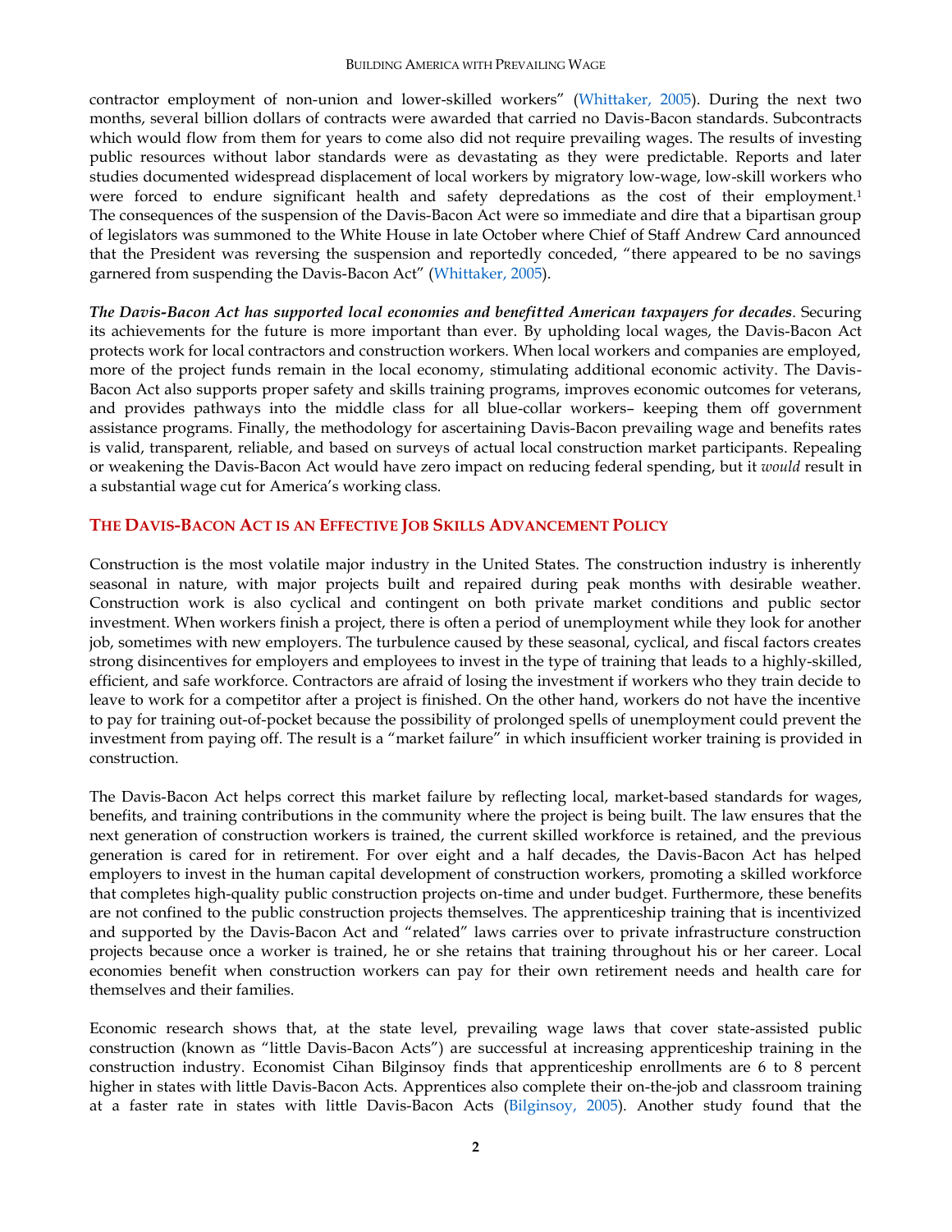contractor employment of non-union and lower-skilled workers" (Whittaker, 2005). During the next two months, several billion dollars of contracts were awarded that carried no Davis-Bacon standards. Subcontracts which would flow from them for years to come also did not require prevailing wages. The results of investing public resources without labor standards were as devastating as they were predictable. Reports and later studies documented widespread displacement of local workers by migratory low-wage, low-skill workers who were forced to endure significant health and safety depredations as the cost of their employment.[1] The consequences of the suspension of the Davis-Bacon Act were so immediate and dire that a bipartisan group of legislators was summoned to the White House in late October where Chief of Staff Andrew Card announced that the President was reversing the suspension and reportedly conceded, "there appeared to be no savings garnered from suspending the Davis-Bacon Act" (Whittaker, 2005).

***The Davis-Bacon Act has supported local economies and benefitted American taxpayers for decades***. Securing its achievements for the future is more important than ever. By upholding local wages, the Davis-Bacon Act protects work for local contractors and construction workers. When local workers and companies are employed, more of the project funds remain in the local economy, stimulating additional economic activity. The Davis-Bacon Act also supports proper safety and skills training programs, improves economic outcomes for veterans, and provides pathways into the middle class for all blue-collar workers– keeping them off government assistance programs. Finally, the methodology for ascertaining Davis-Bacon prevailing wage and benefits rates is valid, transparent, reliable, and based on surveys of actual local construction market participants. Repealing or weakening the Davis-Bacon Act would have zero impact on reducing federal spending, but it *would* result in a substantial wage cut for America's working class.

## The Davis-Bacon Act is an Effective Job Skills Advancement Policy

Construction is the most volatile major industry in the United States. The construction industry is inherently seasonal in nature, with major projects built and repaired during peak months with desirable weather. Construction work is also cyclical and contingent on both private market conditions and public sector investment. When workers finish a project, there is often a period of unemployment while they look for another job, sometimes with new employers. The turbulence caused by these seasonal, cyclical, and fiscal factors creates strong disincentives for employers and employees to invest in the type of training that leads to a highly-skilled, efficient, and safe workforce. Contractors are afraid of losing the investment if workers who they train decide to leave to work for a competitor after a project is finished. On the other hand, workers do not have the incentive to pay for training out-of-pocket because the possibility of prolonged spells of unemployment could prevent the investment from paying off. The result is a "market failure" in which insufficient worker training is provided in construction.

The Davis-Bacon Act helps correct this market failure by reflecting local, market-based standards for wages, benefits, and training contributions in the community where the project is being built. The law ensures that the next generation of construction workers is trained, the current skilled workforce is retained, and the previous generation is cared for in retirement. For over eight and a half decades, the Davis-Bacon Act has helped employers to invest in the human capital development of construction workers, promoting a skilled workforce that completes high-quality public construction projects on-time and under budget. Furthermore, these benefits are not confined to the public construction projects themselves. The apprenticeship training that is incentivized and supported by the Davis-Bacon Act and "related" laws carries over to private infrastructure construction projects because once a worker is trained, he or she retains that training throughout his or her career. Local economies benefit when construction workers can pay for their own retirement needs and health care for themselves and their families.

Economic research shows that, at the state level, prevailing wage laws that cover state-assisted public construction (known as "little Davis-Bacon Acts") are successful at increasing apprenticeship training in the construction industry. Economist Cihan Bilginsoy finds that apprenticeship enrollments are 6 to 8 percent higher in states with little Davis-Bacon Acts. Apprentices also complete their on-the-job and classroom training at a faster rate in states with little Davis-Bacon Acts (Bilginsoy, 2005). Another study found that the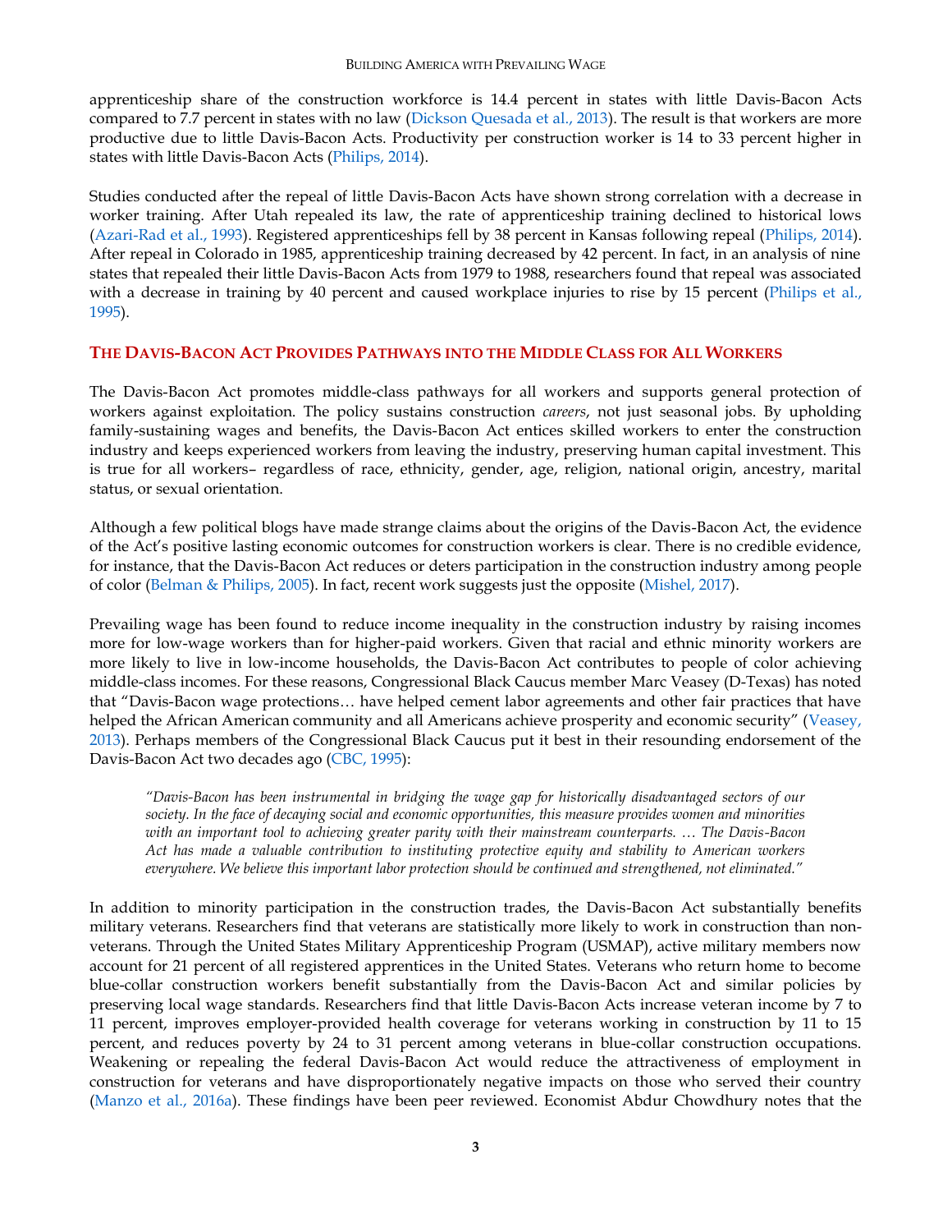apprenticeship share of the construction workforce is 14.4 percent in states with little Davis-Bacon Acts compared to 7.7 percent in states with no law (Dickson Quesada et al., 2013). The result is that workers are more productive due to little Davis-Bacon Acts. Productivity per construction worker is 14 to 33 percent higher in states with little Davis-Bacon Acts (Philips, 2014).

Studies conducted after the repeal of little Davis-Bacon Acts have shown strong correlation with a decrease in worker training. After Utah repealed its law, the rate of apprenticeship training declined to historical lows (Azari-Rad et al., 1993). Registered apprenticeships fell by 38 percent in Kansas following repeal (Philips, 2014). After repeal in Colorado in 1985, apprenticeship training decreased by 42 percent. In fact, in an analysis of nine states that repealed their little Davis-Bacon Acts from 1979 to 1988, researchers found that repeal was associated with a decrease in training by 40 percent and caused workplace injuries to rise by 15 percent (Philips et al., 1995).

## The Davis-Bacon Act Provides Pathways into the Middle Class for All Workers

The Davis-Bacon Act promotes middle-class pathways for all workers and supports general protection of workers against exploitation. The policy sustains construction *careers*, not just seasonal jobs. By upholding family-sustaining wages and benefits, the Davis-Bacon Act entices skilled workers to enter the construction industry and keeps experienced workers from leaving the industry, preserving human capital investment. This is true for all workers– regardless of race, ethnicity, gender, age, religion, national origin, ancestry, marital status, or sexual orientation.

Although a few political blogs have made strange claims about the origins of the Davis-Bacon Act, the evidence of the Act's positive lasting economic outcomes for construction workers is clear. There is no credible evidence, for instance, that the Davis-Bacon Act reduces or deters participation in the construction industry among people of color (Belman & Philips, 2005). In fact, recent work suggests just the opposite (Mishel, 2017).

Prevailing wage has been found to reduce income inequality in the construction industry by raising incomes more for low-wage workers than for higher-paid workers. Given that racial and ethnic minority workers are more likely to live in low-income households, the Davis-Bacon Act contributes to people of color achieving middle-class incomes. For these reasons, Congressional Black Caucus member Marc Veasey (D-Texas) has noted that "Davis-Bacon wage protections… have helped cement labor agreements and other fair practices that have helped the African American community and all Americans achieve prosperity and economic security" (Veasey, 2013). Perhaps members of the Congressional Black Caucus put it best in their resounding endorsement of the Davis-Bacon Act two decades ago (CBC, 1995):

> *"Davis-Bacon has been instrumental in bridging the wage gap for historically disadvantaged sectors of our society. In the face of decaying social and economic opportunities, this measure provides women and minorities with an important tool to achieving greater parity with their mainstream counterparts. … The Davis-Bacon Act has made a valuable contribution to instituting protective equity and stability to American workers everywhere. We believe this important labor protection should be continued and strengthened, not eliminated."*

In addition to minority participation in the construction trades, the Davis-Bacon Act substantially benefits military veterans. Researchers find that veterans are statistically more likely to work in construction than non-veterans. Through the United States Military Apprenticeship Program (USMAP), active military members now account for 21 percent of all registered apprentices in the United States. Veterans who return home to become blue-collar construction workers benefit substantially from the Davis-Bacon Act and similar policies by preserving local wage standards. Researchers find that little Davis-Bacon Acts increase veteran income by 7 to 11 percent, improves employer-provided health coverage for veterans working in construction by 11 to 15 percent, and reduces poverty by 24 to 31 percent among veterans in blue-collar construction occupations. Weakening or repealing the federal Davis-Bacon Act would reduce the attractiveness of employment in construction for veterans and have disproportionately negative impacts on those who served their country (Manzo et al., 2016a). These findings have been peer reviewed. Economist Abdur Chowdhury notes that the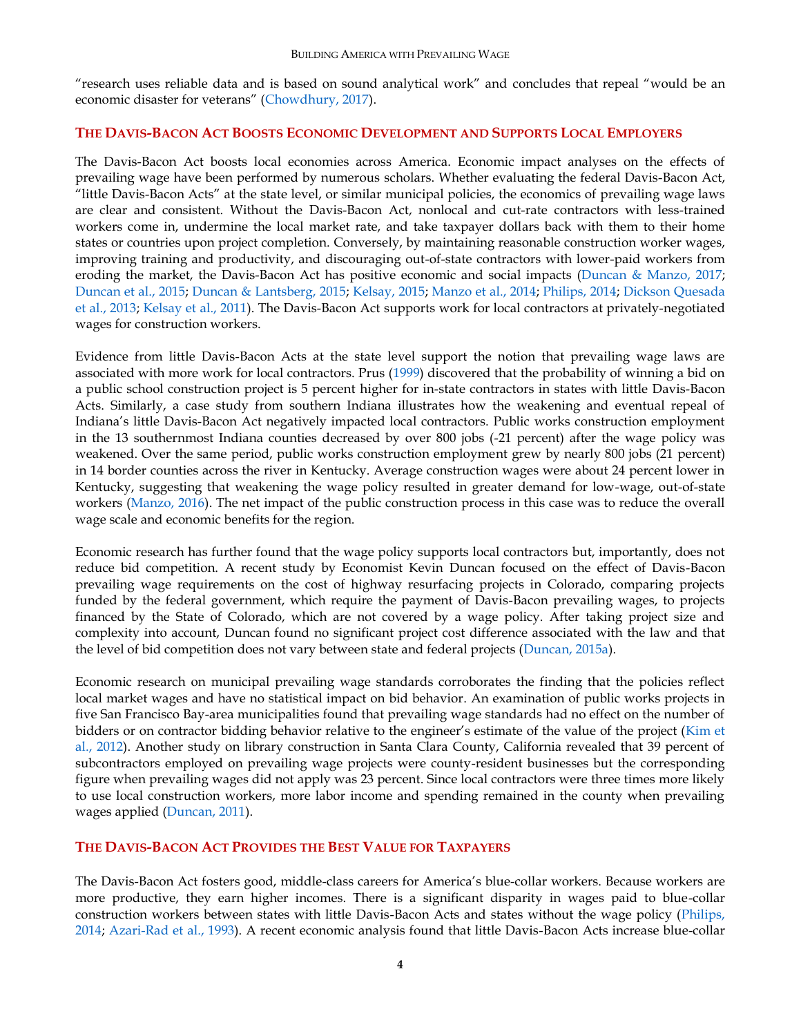"research uses reliable data and is based on sound analytical work" and concludes that repeal "would be an economic disaster for veterans" (Chowdhury, 2017).

## THE DAVIS-BACON ACT BOOSTS ECONOMIC DEVELOPMENT AND SUPPORTS LOCAL EMPLOYERS

The Davis-Bacon Act boosts local economies across America. Economic impact analyses on the effects of prevailing wage have been performed by numerous scholars. Whether evaluating the federal Davis-Bacon Act, "little Davis-Bacon Acts" at the state level, or similar municipal policies, the economics of prevailing wage laws are clear and consistent. Without the Davis-Bacon Act, nonlocal and cut-rate contractors with less-trained workers come in, undermine the local market rate, and take taxpayer dollars back with them to their home states or countries upon project completion. Conversely, by maintaining reasonable construction worker wages, improving training and productivity, and discouraging out-of-state contractors with lower-paid workers from eroding the market, the Davis-Bacon Act has positive economic and social impacts (Duncan & Manzo, 2017; Duncan et al., 2015; Duncan & Lantsberg, 2015; Kelsay, 2015; Manzo et al., 2014; Philips, 2014; Dickson Quesada et al., 2013; Kelsay et al., 2011). The Davis-Bacon Act supports work for local contractors at privately-negotiated wages for construction workers.

Evidence from little Davis-Bacon Acts at the state level support the notion that prevailing wage laws are associated with more work for local contractors. Prus (1999) discovered that the probability of winning a bid on a public school construction project is 5 percent higher for in-state contractors in states with little Davis-Bacon Acts. Similarly, a case study from southern Indiana illustrates how the weakening and eventual repeal of Indiana's little Davis-Bacon Act negatively impacted local contractors. Public works construction employment in the 13 southernmost Indiana counties decreased by over 800 jobs (-21 percent) after the wage policy was weakened. Over the same period, public works construction employment grew by nearly 800 jobs (21 percent) in 14 border counties across the river in Kentucky. Average construction wages were about 24 percent lower in Kentucky, suggesting that weakening the wage policy resulted in greater demand for low-wage, out-of-state workers (Manzo, 2016). The net impact of the public construction process in this case was to reduce the overall wage scale and economic benefits for the region.

Economic research has further found that the wage policy supports local contractors but, importantly, does not reduce bid competition. A recent study by Economist Kevin Duncan focused on the effect of Davis-Bacon prevailing wage requirements on the cost of highway resurfacing projects in Colorado, comparing projects funded by the federal government, which require the payment of Davis-Bacon prevailing wages, to projects financed by the State of Colorado, which are not covered by a wage policy. After taking project size and complexity into account, Duncan found no significant project cost difference associated with the law and that the level of bid competition does not vary between state and federal projects (Duncan, 2015a).

Economic research on municipal prevailing wage standards corroborates the finding that the policies reflect local market wages and have no statistical impact on bid behavior. An examination of public works projects in five San Francisco Bay-area municipalities found that prevailing wage standards had no effect on the number of bidders or on contractor bidding behavior relative to the engineer's estimate of the value of the project (Kim et al., 2012). Another study on library construction in Santa Clara County, California revealed that 39 percent of subcontractors employed on prevailing wage projects were county-resident businesses but the corresponding figure when prevailing wages did not apply was 23 percent. Since local contractors were three times more likely to use local construction workers, more labor income and spending remained in the county when prevailing wages applied (Duncan, 2011).

## THE DAVIS-BACON ACT PROVIDES THE BEST VALUE FOR TAXPAYERS

The Davis-Bacon Act fosters good, middle-class careers for America's blue-collar workers. Because workers are more productive, they earn higher incomes. There is a significant disparity in wages paid to blue-collar construction workers between states with little Davis-Bacon Acts and states without the wage policy (Philips, 2014; Azari-Rad et al., 1993). A recent economic analysis found that little Davis-Bacon Acts increase blue-collar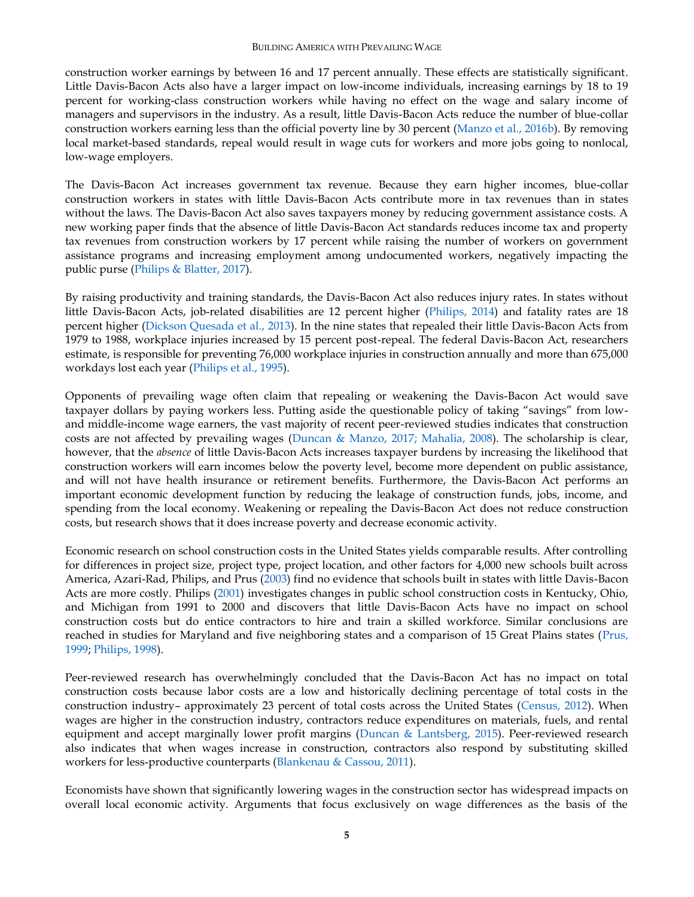construction worker earnings by between 16 and 17 percent annually. These effects are statistically significant. Little Davis-Bacon Acts also have a larger impact on low-income individuals, increasing earnings by 18 to 19 percent for working-class construction workers while having no effect on the wage and salary income of managers and supervisors in the industry. As a result, little Davis-Bacon Acts reduce the number of blue-collar construction workers earning less than the official poverty line by 30 percent (Manzo et al., 2016b). By removing local market-based standards, repeal would result in wage cuts for workers and more jobs going to nonlocal, low-wage employers.

The Davis-Bacon Act increases government tax revenue. Because they earn higher incomes, blue-collar construction workers in states with little Davis-Bacon Acts contribute more in tax revenues than in states without the laws. The Davis-Bacon Act also saves taxpayers money by reducing government assistance costs. A new working paper finds that the absence of little Davis-Bacon Act standards reduces income tax and property tax revenues from construction workers by 17 percent while raising the number of workers on government assistance programs and increasing employment among undocumented workers, negatively impacting the public purse (Philips & Blatter, 2017).

By raising productivity and training standards, the Davis-Bacon Act also reduces injury rates. In states without little Davis-Bacon Acts, job-related disabilities are 12 percent higher (Philips, 2014) and fatality rates are 18 percent higher (Dickson Quesada et al., 2013). In the nine states that repealed their little Davis-Bacon Acts from 1979 to 1988, workplace injuries increased by 15 percent post-repeal. The federal Davis-Bacon Act, researchers estimate, is responsible for preventing 76,000 workplace injuries in construction annually and more than 675,000 workdays lost each year (Philips et al., 1995).

Opponents of prevailing wage often claim that repealing or weakening the Davis-Bacon Act would save taxpayer dollars by paying workers less. Putting aside the questionable policy of taking "savings" from low- and middle-income wage earners, the vast majority of recent peer-reviewed studies indicates that construction costs are not affected by prevailing wages (Duncan & Manzo, 2017; Mahalia, 2008). The scholarship is clear, however, that the *absence* of little Davis-Bacon Acts increases taxpayer burdens by increasing the likelihood that construction workers will earn incomes below the poverty level, become more dependent on public assistance, and will not have health insurance or retirement benefits. Furthermore, the Davis-Bacon Act performs an important economic development function by reducing the leakage of construction funds, jobs, income, and spending from the local economy. Weakening or repealing the Davis-Bacon Act does not reduce construction costs, but research shows that it does increase poverty and decrease economic activity.

Economic research on school construction costs in the United States yields comparable results. After controlling for differences in project size, project type, project location, and other factors for 4,000 new schools built across America, Azari-Rad, Philips, and Prus (2003) find no evidence that schools built in states with little Davis-Bacon Acts are more costly. Philips (2001) investigates changes in public school construction costs in Kentucky, Ohio, and Michigan from 1991 to 2000 and discovers that little Davis-Bacon Acts have no impact on school construction costs but do entice contractors to hire and train a skilled workforce. Similar conclusions are reached in studies for Maryland and five neighboring states and a comparison of 15 Great Plains states (Prus, 1999; Philips, 1998).

Peer-reviewed research has overwhelmingly concluded that the Davis-Bacon Act has no impact on total construction costs because labor costs are a low and historically declining percentage of total costs in the construction industry– approximately 23 percent of total costs across the United States (Census, 2012). When wages are higher in the construction industry, contractors reduce expenditures on materials, fuels, and rental equipment and accept marginally lower profit margins (Duncan & Lantsberg, 2015). Peer-reviewed research also indicates that when wages increase in construction, contractors also respond by substituting skilled workers for less-productive counterparts (Blankenau & Cassou, 2011).

Economists have shown that significantly lowering wages in the construction sector has widespread impacts on overall local economic activity. Arguments that focus exclusively on wage differences as the basis of the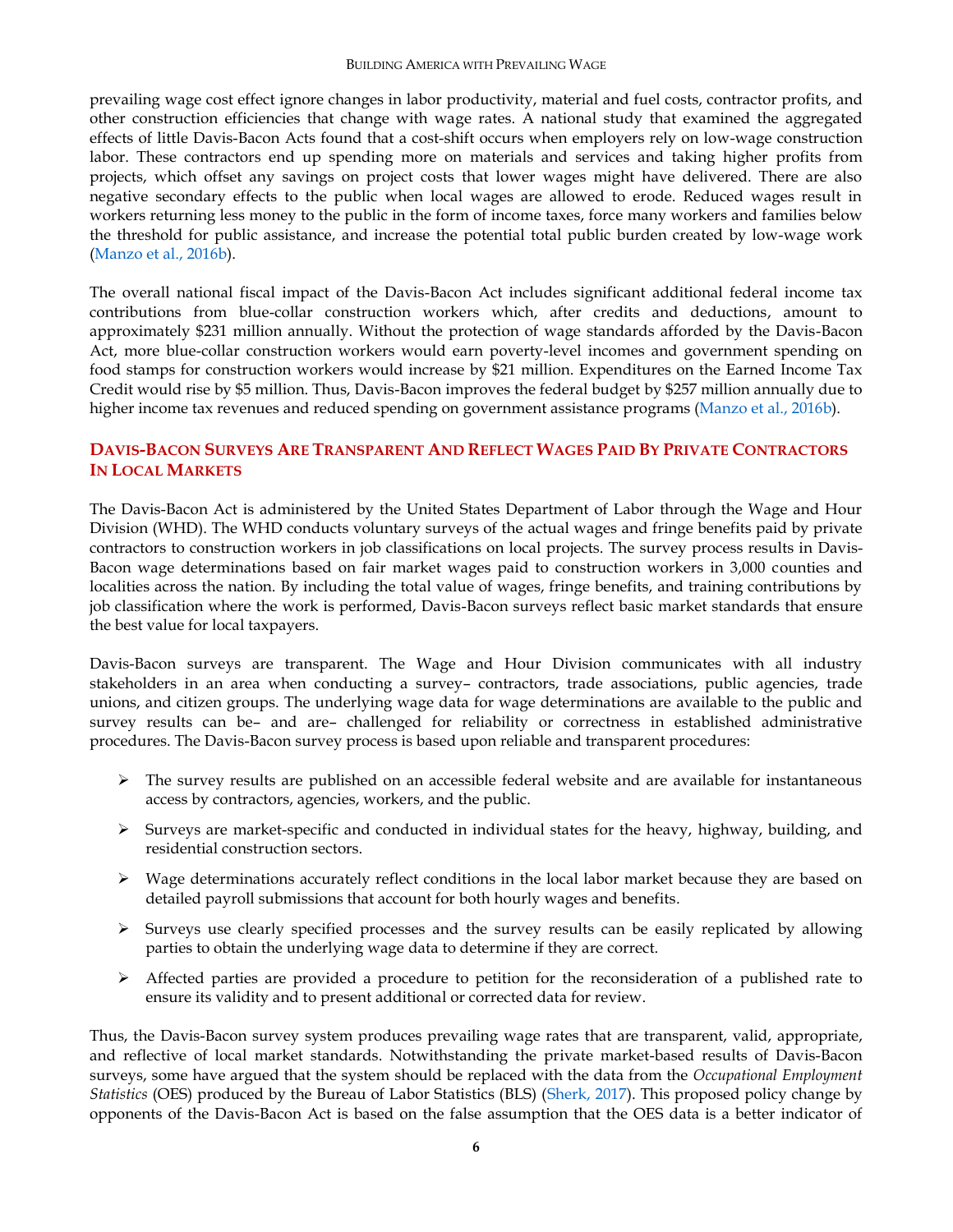prevailing wage cost effect ignore changes in labor productivity, material and fuel costs, contractor profits, and other construction efficiencies that change with wage rates. A national study that examined the aggregated effects of little Davis-Bacon Acts found that a cost-shift occurs when employers rely on low-wage construction labor. These contractors end up spending more on materials and services and taking higher profits from projects, which offset any savings on project costs that lower wages might have delivered. There are also negative secondary effects to the public when local wages are allowed to erode. Reduced wages result in workers returning less money to the public in the form of income taxes, force many workers and families below the threshold for public assistance, and increase the potential total public burden created by low-wage work (Manzo et al., 2016b).

The overall national fiscal impact of the Davis-Bacon Act includes significant additional federal income tax contributions from blue-collar construction workers which, after credits and deductions, amount to approximately $231 million annually. Without the protection of wage standards afforded by the Davis-Bacon Act, more blue-collar construction workers would earn poverty-level incomes and government spending on food stamps for construction workers would increase by $21 million. Expenditures on the Earned Income Tax Credit would rise by $5 million. Thus, Davis-Bacon improves the federal budget by $257 million annually due to higher income tax revenues and reduced spending on government assistance programs (Manzo et al., 2016b).

## DAVIS-BACON SURVEYS ARE TRANSPARENT AND REFLECT WAGES PAID BY PRIVATE CONTRACTORS IN LOCAL MARKETS

The Davis-Bacon Act is administered by the United States Department of Labor through the Wage and Hour Division (WHD). The WHD conducts voluntary surveys of the actual wages and fringe benefits paid by private contractors to construction workers in job classifications on local projects. The survey process results in Davis-Bacon wage determinations based on fair market wages paid to construction workers in 3,000 counties and localities across the nation. By including the total value of wages, fringe benefits, and training contributions by job classification where the work is performed, Davis-Bacon surveys reflect basic market standards that ensure the best value for local taxpayers.

Davis-Bacon surveys are transparent. The Wage and Hour Division communicates with all industry stakeholders in an area when conducting a survey– contractors, trade associations, public agencies, trade unions, and citizen groups. The underlying wage data for wage determinations are available to the public and survey results can be– and are– challenged for reliability or correctness in established administrative procedures. The Davis-Bacon survey process is based upon reliable and transparent procedures:

- The survey results are published on an accessible federal website and are available for instantaneous access by contractors, agencies, workers, and the public.
- Surveys are market-specific and conducted in individual states for the heavy, highway, building, and residential construction sectors.
- Wage determinations accurately reflect conditions in the local labor market because they are based on detailed payroll submissions that account for both hourly wages and benefits.
- Surveys use clearly specified processes and the survey results can be easily replicated by allowing parties to obtain the underlying wage data to determine if they are correct.
- Affected parties are provided a procedure to petition for the reconsideration of a published rate to ensure its validity and to present additional or corrected data for review.

Thus, the Davis-Bacon survey system produces prevailing wage rates that are transparent, valid, appropriate, and reflective of local market standards. Notwithstanding the private market-based results of Davis-Bacon surveys, some have argued that the system should be replaced with the data from the *Occupational Employment Statistics* (OES) produced by the Bureau of Labor Statistics (BLS) (Sherk, 2017). This proposed policy change by opponents of the Davis-Bacon Act is based on the false assumption that the OES data is a better indicator of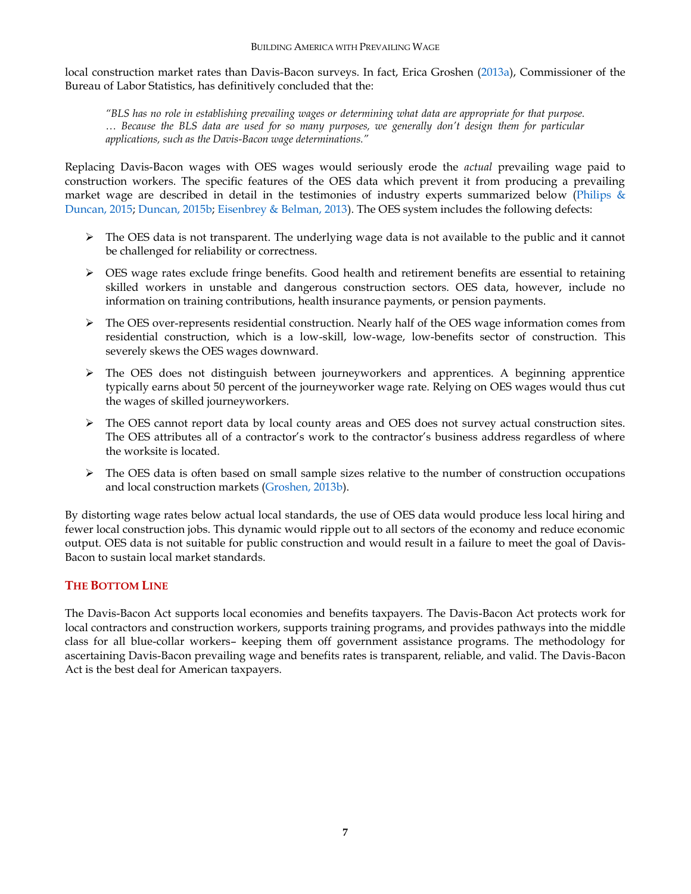local construction market rates than Davis-Bacon surveys. In fact, Erica Groshen (2013a), Commissioner of the Bureau of Labor Statistics, has definitively concluded that the:

> *"BLS has no role in establishing prevailing wages or determining what data are appropriate for that purpose. … Because the BLS data are used for so many purposes, we generally don't design them for particular applications, such as the Davis-Bacon wage determinations."*

Replacing Davis-Bacon wages with OES wages would seriously erode the *actual* prevailing wage paid to construction workers. The specific features of the OES data which prevent it from producing a prevailing market wage are described in detail in the testimonies of industry experts summarized below (Philips & Duncan, 2015; Duncan, 2015b; Eisenbrey & Belman, 2013). The OES system includes the following defects:

- The OES data is not transparent. The underlying wage data is not available to the public and it cannot be challenged for reliability or correctness.
- OES wage rates exclude fringe benefits. Good health and retirement benefits are essential to retaining skilled workers in unstable and dangerous construction sectors. OES data, however, include no information on training contributions, health insurance payments, or pension payments.
- The OES over-represents residential construction. Nearly half of the OES wage information comes from residential construction, which is a low-skill, low-wage, low-benefits sector of construction. This severely skews the OES wages downward.
- The OES does not distinguish between journeyworkers and apprentices. A beginning apprentice typically earns about 50 percent of the journeyworker wage rate. Relying on OES wages would thus cut the wages of skilled journeyworkers.
- The OES cannot report data by local county areas and OES does not survey actual construction sites. The OES attributes all of a contractor's work to the contractor's business address regardless of where the worksite is located.
- The OES data is often based on small sample sizes relative to the number of construction occupations and local construction markets (Groshen, 2013b).

By distorting wage rates below actual local standards, the use of OES data would produce less local hiring and fewer local construction jobs. This dynamic would ripple out to all sectors of the economy and reduce economic output. OES data is not suitable for public construction and would result in a failure to meet the goal of Davis-Bacon to sustain local market standards.

## The Bottom Line

The Davis-Bacon Act supports local economies and benefits taxpayers. The Davis-Bacon Act protects work for local contractors and construction workers, supports training programs, and provides pathways into the middle class for all blue-collar workers– keeping them off government assistance programs. The methodology for ascertaining Davis-Bacon prevailing wage and benefits rates is transparent, reliable, and valid. The Davis-Bacon Act is the best deal for American taxpayers.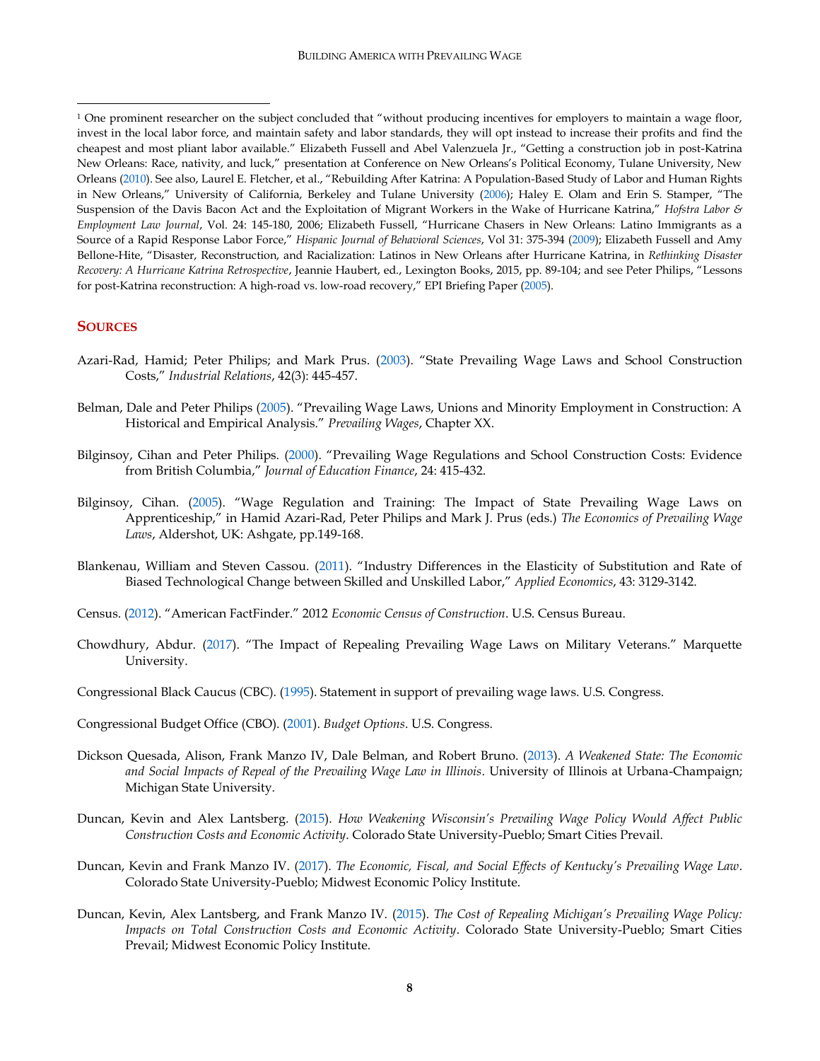[1] One prominent researcher on the subject concluded that "without producing incentives for employers to maintain a wage floor, invest in the local labor force, and maintain safety and labor standards, they will opt instead to increase their profits and find the cheapest and most pliant labor available." Elizabeth Fussell and Abel Valenzuela Jr., "Getting a construction job in post-Katrina New Orleans: Race, nativity, and luck," presentation at Conference on New Orleans's Political Economy, Tulane University, New Orleans (2010). See also, Laurel E. Fletcher, et al., "Rebuilding After Katrina: A Population-Based Study of Labor and Human Rights in New Orleans," University of California, Berkeley and Tulane University (2006); Haley E. Olam and Erin S. Stamper, "The Suspension of the Davis Bacon Act and the Exploitation of Migrant Workers in the Wake of Hurricane Katrina," *Hofstra Labor & Employment Law Journal*, Vol. 24: 145-180, 2006; Elizabeth Fussell, "Hurricane Chasers in New Orleans: Latino Immigrants as a Source of a Rapid Response Labor Force," *Hispanic Journal of Behavioral Sciences*, Vol 31: 375-394 (2009); Elizabeth Fussell and Amy Bellone-Hite, "Disaster, Reconstruction, and Racialization: Latinos in New Orleans after Hurricane Katrina, in *Rethinking Disaster Recovery: A Hurricane Katrina Retrospective*, Jeannie Haubert, ed., Lexington Books, 2015, pp. 89-104; and see Peter Philips, "Lessons for post-Katrina reconstruction: A high-road vs. low-road recovery," EPI Briefing Paper (2005).

## Sources

Azari-Rad, Hamid; Peter Philips; and Mark Prus. (2003). "State Prevailing Wage Laws and School Construction Costs," *Industrial Relations*, 42(3): 445-457.

Belman, Dale and Peter Philips (2005). "Prevailing Wage Laws, Unions and Minority Employment in Construction: A Historical and Empirical Analysis." *Prevailing Wages*, Chapter XX.

Bilginsoy, Cihan and Peter Philips. (2000). "Prevailing Wage Regulations and School Construction Costs: Evidence from British Columbia," *Journal of Education Finance*, 24: 415-432.

Bilginsoy, Cihan. (2005). "Wage Regulation and Training: The Impact of State Prevailing Wage Laws on Apprenticeship," in Hamid Azari-Rad, Peter Philips and Mark J. Prus (eds.) *The Economics of Prevailing Wage Laws*, Aldershot, UK: Ashgate, pp.149-168.

Blankenau, William and Steven Cassou. (2011). "Industry Differences in the Elasticity of Substitution and Rate of Biased Technological Change between Skilled and Unskilled Labor," *Applied Economics*, 43: 3129-3142.

Census. (2012). "American FactFinder." 2012 *Economic Census of Construction*. U.S. Census Bureau.

Chowdhury, Abdur. (2017). "The Impact of Repealing Prevailing Wage Laws on Military Veterans." Marquette University.

Congressional Black Caucus (CBC). (1995). Statement in support of prevailing wage laws. U.S. Congress.

Congressional Budget Office (CBO). (2001). *Budget Options*. U.S. Congress.

Dickson Quesada, Alison, Frank Manzo IV, Dale Belman, and Robert Bruno. (2013). *A Weakened State: The Economic and Social Impacts of Repeal of the Prevailing Wage Law in Illinois*. University of Illinois at Urbana-Champaign; Michigan State University.

Duncan, Kevin and Alex Lantsberg. (2015). *How Weakening Wisconsin's Prevailing Wage Policy Would Affect Public Construction Costs and Economic Activity*. Colorado State University-Pueblo; Smart Cities Prevail.

Duncan, Kevin and Frank Manzo IV. (2017). *The Economic, Fiscal, and Social Effects of Kentucky's Prevailing Wage Law*. Colorado State University-Pueblo; Midwest Economic Policy Institute.

Duncan, Kevin, Alex Lantsberg, and Frank Manzo IV. (2015). *The Cost of Repealing Michigan's Prevailing Wage Policy: Impacts on Total Construction Costs and Economic Activity*. Colorado State University-Pueblo; Smart Cities Prevail; Midwest Economic Policy Institute.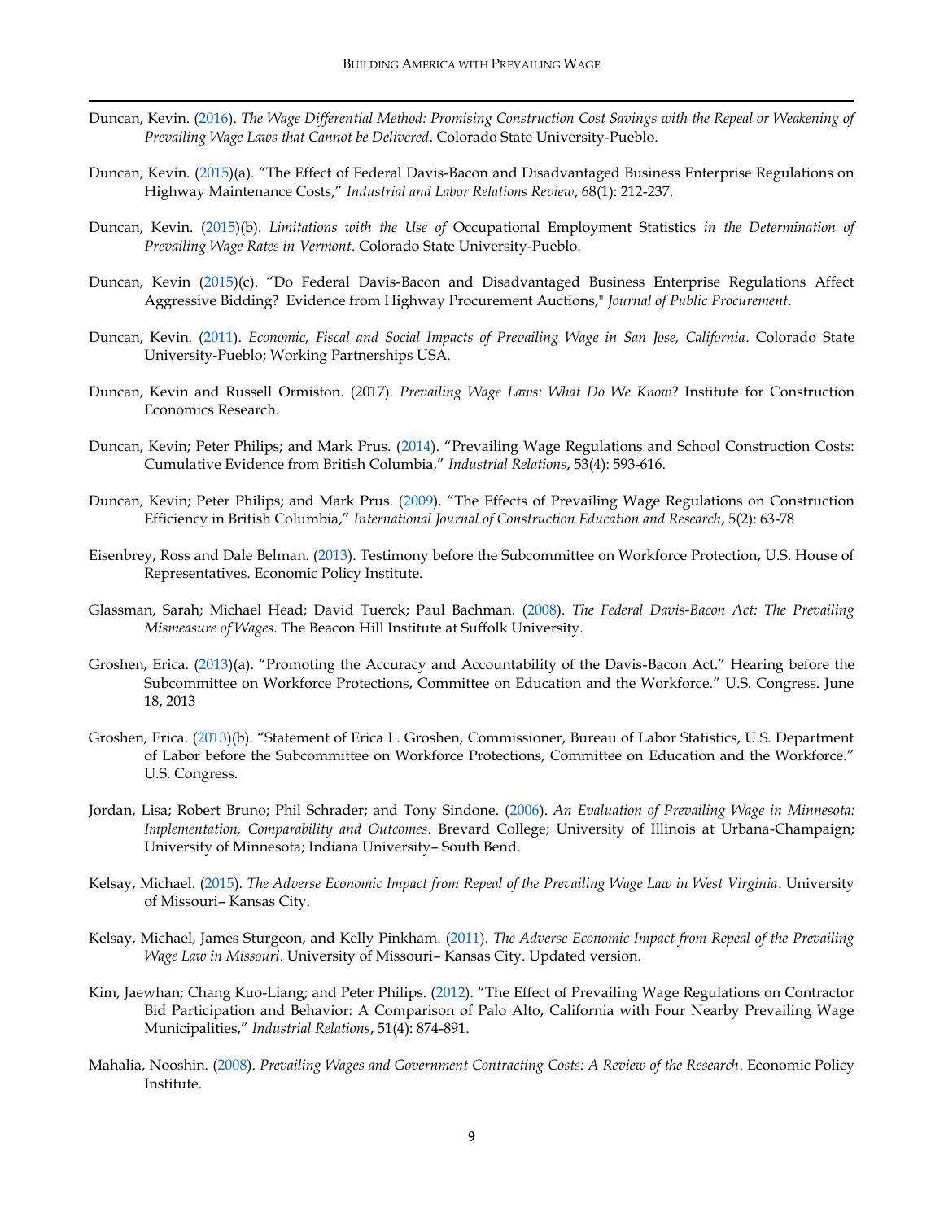Duncan, Kevin. (2016). *The Wage Differential Method: Promising Construction Cost Savings with the Repeal or Weakening of Prevailing Wage Laws that Cannot be Delivered*. Colorado State University-Pueblo.

Duncan, Kevin. (2015)(a). "The Effect of Federal Davis-Bacon and Disadvantaged Business Enterprise Regulations on Highway Maintenance Costs," *Industrial and Labor Relations Review*, 68(1): 212-237.

Duncan, Kevin. (2015)(b). *Limitations with the Use of* Occupational Employment Statistics *in the Determination of Prevailing Wage Rates in Vermont*. Colorado State University-Pueblo.

Duncan, Kevin (2015)(c). "Do Federal Davis-Bacon and Disadvantaged Business Enterprise Regulations Affect Aggressive Bidding? Evidence from Highway Procurement Auctions," *Journal of Public Procurement*.

Duncan, Kevin. (2011). *Economic, Fiscal and Social Impacts of Prevailing Wage in San Jose, California*. Colorado State University-Pueblo; Working Partnerships USA.

Duncan, Kevin and Russell Ormiston. (2017). *Prevailing Wage Laws: What Do We Know*? Institute for Construction Economics Research.

Duncan, Kevin; Peter Philips; and Mark Prus. (2014). "Prevailing Wage Regulations and School Construction Costs: Cumulative Evidence from British Columbia," *Industrial Relations*, 53(4): 593-616.

Duncan, Kevin; Peter Philips; and Mark Prus. (2009). "The Effects of Prevailing Wage Regulations on Construction Efficiency in British Columbia," *International Journal of Construction Education and Research*, 5(2): 63-78

Eisenbrey, Ross and Dale Belman. (2013). Testimony before the Subcommittee on Workforce Protection, U.S. House of Representatives. Economic Policy Institute.

Glassman, Sarah; Michael Head; David Tuerck; Paul Bachman. (2008). *The Federal Davis-Bacon Act: The Prevailing Mismeasure of Wages*. The Beacon Hill Institute at Suffolk University.

Groshen, Erica. (2013)(a). "Promoting the Accuracy and Accountability of the Davis-Bacon Act." Hearing before the Subcommittee on Workforce Protections, Committee on Education and the Workforce." U.S. Congress. June 18, 2013

Groshen, Erica. (2013)(b). "Statement of Erica L. Groshen, Commissioner, Bureau of Labor Statistics, U.S. Department of Labor before the Subcommittee on Workforce Protections, Committee on Education and the Workforce." U.S. Congress.

Jordan, Lisa; Robert Bruno; Phil Schrader; and Tony Sindone. (2006). *An Evaluation of Prevailing Wage in Minnesota: Implementation, Comparability and Outcomes*. Brevard College; University of Illinois at Urbana-Champaign; University of Minnesota; Indiana University– South Bend.

Kelsay, Michael. (2015). *The Adverse Economic Impact from Repeal of the Prevailing Wage Law in West Virginia*. University of Missouri– Kansas City.

Kelsay, Michael, James Sturgeon, and Kelly Pinkham. (2011). *The Adverse Economic Impact from Repeal of the Prevailing Wage Law in Missouri*. University of Missouri– Kansas City. Updated version.

Kim, Jaewhan; Chang Kuo-Liang; and Peter Philips. (2012). "The Effect of Prevailing Wage Regulations on Contractor Bid Participation and Behavior: A Comparison of Palo Alto, California with Four Nearby Prevailing Wage Municipalities," *Industrial Relations*, 51(4): 874-891.

Mahalia, Nooshin. (2008). *Prevailing Wages and Government Contracting Costs: A Review of the Research*. Economic Policy Institute.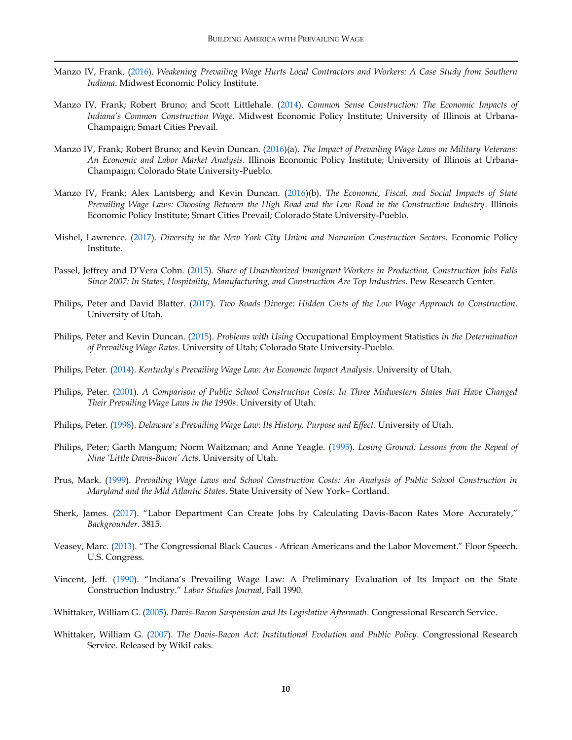Manzo IV, Frank. (2016). *Weakening Prevailing Wage Hurts Local Contractors and Workers: A Case Study from Southern Indiana*. Midwest Economic Policy Institute.

Manzo IV, Frank; Robert Bruno; and Scott Littlehale. (2014). *Common Sense Construction: The Economic Impacts of Indiana's Common Construction Wage*. Midwest Economic Policy Institute; University of Illinois at Urbana-Champaign; Smart Cities Prevail.

Manzo IV, Frank; Robert Bruno; and Kevin Duncan. (2016)(a). *The Impact of Prevailing Wage Laws on Military Veterans: An Economic and Labor Market Analysis*. Illinois Economic Policy Institute; University of Illinois at Urbana-Champaign; Colorado State University-Pueblo.

Manzo IV, Frank; Alex Lantsberg; and Kevin Duncan. (2016)(b). *The Economic, Fiscal, and Social Impacts of State Prevailing Wage Laws: Choosing Between the High Road and the Low Road in the Construction Industry*. Illinois Economic Policy Institute; Smart Cities Prevail; Colorado State University-Pueblo.

Mishel, Lawrence. (2017). *Diversity in the New York City Union and Nonunion Construction Sectors*. Economic Policy Institute.

Passel, Jeffrey and D'Vera Cohn. (2015). *Share of Unauthorized Immigrant Workers in Production, Construction Jobs Falls Since 2007: In States, Hospitality, Manufacturing, and Construction Are Top Industries*. Pew Research Center.

Philips, Peter and David Blatter. (2017). *Two Roads Diverge: Hidden Costs of the Low Wage Approach to Construction*. University of Utah.

Philips, Peter and Kevin Duncan. (2015). *Problems with Using* Occupational Employment Statistics *in the Determination of Prevailing Wage Rates*. University of Utah; Colorado State University-Pueblo.

Philips, Peter. (2014). *Kentucky's Prevailing Wage Law: An Economic Impact Analysis*. University of Utah.

Philips, Peter. (2001). *A Comparison of Public School Construction Costs: In Three Midwestern States that Have Changed Their Prevailing Wage Laws in the 1990s*. University of Utah.

Philips, Peter. (1998). *Delaware's Prevailing Wage Law: Its History, Purpose and Effect*. University of Utah.

Philips, Peter; Garth Mangum; Norm Waitzman; and Anne Yeagle. (1995). *Losing Ground: Lessons from the Repeal of Nine 'Little Davis-Bacon' Acts*. University of Utah.

Prus, Mark. (1999). *Prevailing Wage Laws and School Construction Costs: An Analysis of Public School Construction in Maryland and the Mid Atlantic States*. State University of New York– Cortland.

Sherk, James. (2017). "Labor Department Can Create Jobs by Calculating Davis-Bacon Rates More Accurately," *Backgrounder*. 3815.

Veasey, Marc. (2013). "The Congressional Black Caucus - African Americans and the Labor Movement." Floor Speech. U.S. Congress.

Vincent, Jeff. (1990). "Indiana's Prevailing Wage Law: A Preliminary Evaluation of Its Impact on the State Construction Industry." *Labor Studies Journal*, Fall 1990.

Whittaker, William G. (2005). *Davis-Bacon Suspension and Its Legislative Aftermath*. Congressional Research Service.

Whittaker, William G. (2007). *The Davis-Bacon Act: Institutional Evolution and Public Policy*. Congressional Research Service. Released by WikiLeaks.